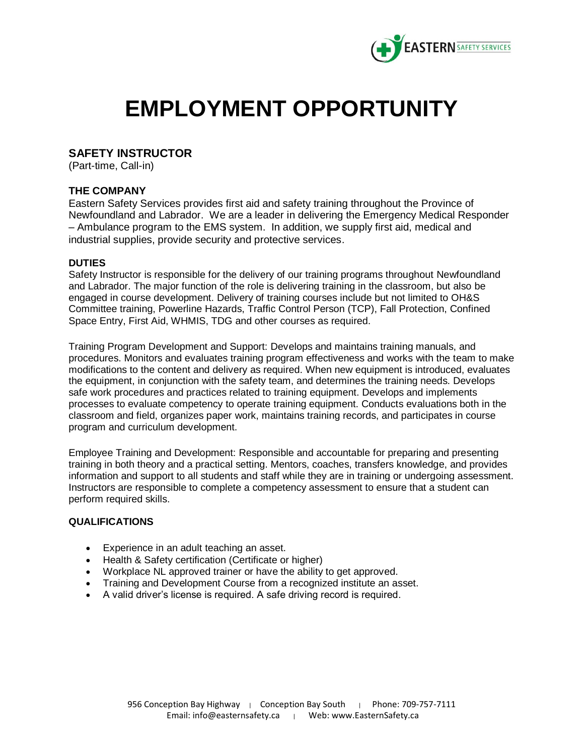# EMPLOYMENT OPPORTUNITY

## SAFETY INSTRUCTOR

(Part-time, Call-in)

### THE COMPANY

Eastern Safety Services provides first aid and safety training throughout the Province of Newfoundland and Labrador. We are a leader in delivering the Emergency Medical Responder – Ambulance program to the EMS system. In addition, we supply first aid, medical and industrial supplies, provide security and protective services.

### DUTIES

Safety Instructor is responsible for the delivery of our training programs throughout Newfoundland and Labrador. The major function of the role is delivering training in the classroom, but also be engaged in course development. Delivery of training courses include but not limited to OH&S Committee training, Powerline Hazards, Traffic Control Person (TCP), Fall Protection, Confined Space Entry, First Aid, WHMIS, TDG and other courses as required.

Training Program Development and Support: Develops and maintains training manuals, and procedures. Monitors and evaluates training program effectiveness and works with the team to make modifications to the content and delivery as required. When new equipment is introduced, evaluates the equipment, in conjunction with the safety team, and determines the training needs. Develops safe work procedures and practices related to training equipment. Develops and implements processes to evaluate competency to operate training equipment. Conducts evaluations both in the classroom and field, organizes paper work, maintains training records, and participates in course program and curriculum development.

Employee Training and Development: Responsible and accountable for preparing and presenting training in both theory and a practical setting. Mentors, coaches, transfers knowledge, and provides information and support to all students and staff while they are in training or undergoing assessment. Instructors are responsible to complete a competency assessment to ensure that a student can perform required skills.

### QUALIFICATIONS

- Experience in an adult teaching an asset.
- Health & Safety certification (Certificate or higher)
- Workplace NL approved trainer or have the ability to get approved.
- Training and Development Course from a recognized institute an asset.
- A valid driver's license is required. A safe driving record is required.

956 Conception Bay Highway | Conception Bay South | Phone: 709-757-7111
Email: info@easternsafety.ca | Web: www.EasternSafety.ca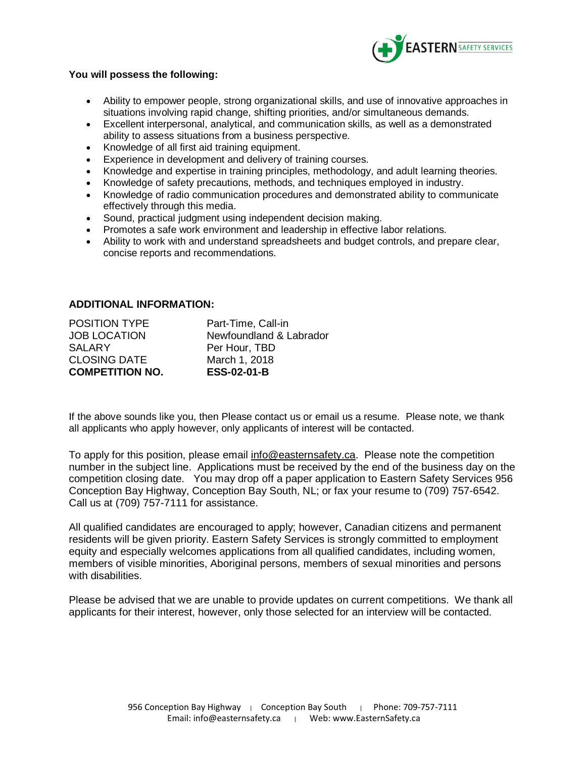**You will possess the following:**

- Ability to empower people, strong organizational skills, and use of innovative approaches in situations involving rapid change, shifting priorities, and/or simultaneous demands.
- Excellent interpersonal, analytical, and communication skills, as well as a demonstrated ability to assess situations from a business perspective.
- Knowledge of all first aid training equipment.
- Experience in development and delivery of training courses.
- Knowledge and expertise in training principles, methodology, and adult learning theories.
- Knowledge of safety precautions, methods, and techniques employed in industry.
- Knowledge of radio communication procedures and demonstrated ability to communicate effectively through this media.
- Sound, practical judgment using independent decision making.
- Promotes a safe work environment and leadership in effective labor relations.
- Ability to work with and understand spreadsheets and budget controls, and prepare clear, concise reports and recommendations.

**ADDITIONAL INFORMATION:**

| | |
|---|---|
| POSITION TYPE | Part-Time, Call-in |
| JOB LOCATION | Newfoundland & Labrador |
| SALARY | Per Hour, TBD |
| CLOSING DATE | March 1, 2018 |
| **COMPETITION NO.** | **ESS-02-01-B** |

If the above sounds like you, then Please contact us or email us a resume. Please note, we thank all applicants who apply however, only applicants of interest will be contacted.

To apply for this position, please email info@easternsafety.ca. Please note the competition number in the subject line. Applications must be received by the end of the business day on the competition closing date. You may drop off a paper application to Eastern Safety Services 956 Conception Bay Highway, Conception Bay South, NL; or fax your resume to (709) 757-6542. Call us at (709) 757-7111 for assistance.

All qualified candidates are encouraged to apply; however, Canadian citizens and permanent residents will be given priority. Eastern Safety Services is strongly committed to employment equity and especially welcomes applications from all qualified candidates, including women, members of visible minorities, Aboriginal persons, members of sexual minorities and persons with disabilities.

Please be advised that we are unable to provide updates on current competitions. We thank all applicants for their interest, however, only those selected for an interview will be contacted.